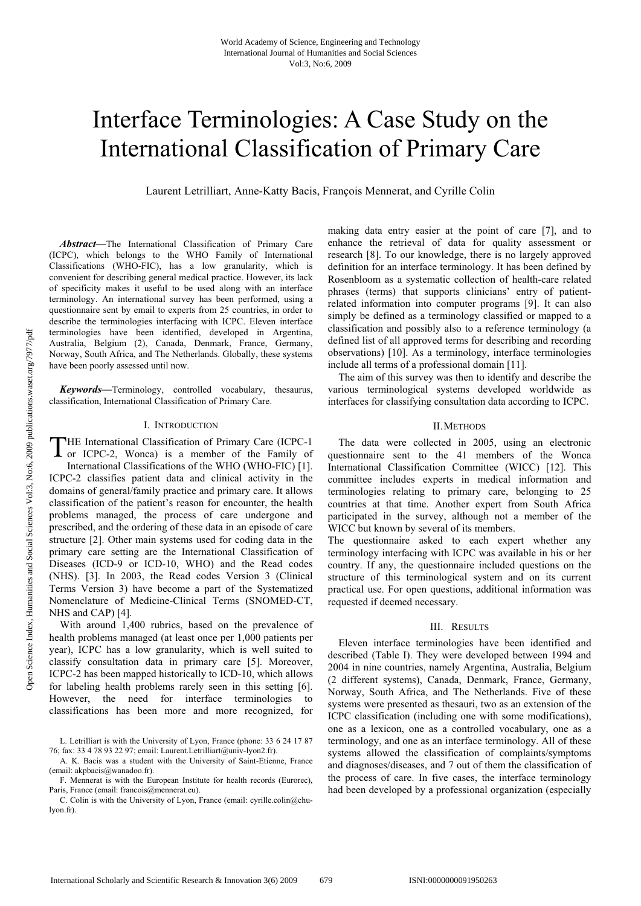# Interface Terminologies: A Case Study on the International Classification of Primary Care

Laurent Letrilliart, Anne-Katty Bacis, François Mennerat, and Cyrille Colin

***Abstract*—**The International Classification of Primary Care (ICPC), which belongs to the WHO Family of International Classifications (WHO-FIC), has a low granularity, which is convenient for describing general medical practice. However, its lack of specificity makes it useful to be used along with an interface terminology. An international survey has been performed, using a questionnaire sent by email to experts from 25 countries, in order to describe the terminologies interfacing with ICPC. Eleven interface terminologies have been identified, developed in Argentina, Australia, Belgium (2), Canada, Denmark, France, Germany, Norway, South Africa, and The Netherlands. Globally, these systems have been poorly assessed until now.

***Keywords*—**Terminology, controlled vocabulary, thesaurus, classification, International Classification of Primary Care.

## I. Introduction

THE International Classification of Primary Care (ICPC-1 or ICPC-2, Wonca) is a member of the Family of International Classifications of the WHO (WHO-FIC) [1]. ICPC-2 classifies patient data and clinical activity in the domains of general/family practice and primary care. It allows classification of the patient's reason for encounter, the health problems managed, the process of care undergone and prescribed, and the ordering of these data in an episode of care structure [2]. Other main systems used for coding data in the primary care setting are the International Classification of Diseases (ICD-9 or ICD-10, WHO) and the Read codes (NHS). [3]. In 2003, the Read codes Version 3 (Clinical Terms Version 3) have become a part of the Systematized Nomenclature of Medicine-Clinical Terms (SNOMED-CT, NHS and CAP) [4].

With around 1,400 rubrics, based on the prevalence of health problems managed (at least once per 1,000 patients per year), ICPC has a low granularity, which is well suited to classify consultation data in primary care [5]. Moreover, ICPC-2 has been mapped historically to ICD-10, which allows for labeling health problems rarely seen in this setting [6]. However, the need for interface terminologies to classifications has been more and more recognized, for making data entry easier at the point of care [7], and to enhance the retrieval of data for quality assessment or research [8]. To our knowledge, there is no largely approved definition for an interface terminology. It has been defined by Rosenbloom as a systematic collection of health-care related phrases (terms) that supports clinicians' entry of patient-related information into computer programs [9]. It can also simply be defined as a terminology classified or mapped to a classification and possibly also to a reference terminology (a defined list of all approved terms for describing and recording observations) [10]. As a terminology, interface terminologies include all terms of a professional domain [11].

The aim of this survey was then to identify and describe the various terminological systems developed worldwide as interfaces for classifying consultation data according to ICPC.

## II. Methods

The data were collected in 2005, using an electronic questionnaire sent to the 41 members of the Wonca International Classification Committee (WICC) [12]. This committee includes experts in medical information and terminologies relating to primary care, belonging to 25 countries at that time. Another expert from South Africa participated in the survey, although not a member of the WICC but known by several of its members.

The questionnaire asked to each expert whether any terminology interfacing with ICPC was available in his or her country. If any, the questionnaire included questions on the structure of this terminological system and on its current practical use. For open questions, additional information was requested if deemed necessary.

## III. Results

Eleven interface terminologies have been identified and described (Table I). They were developed between 1994 and 2004 in nine countries, namely Argentina, Australia, Belgium (2 different systems), Canada, Denmark, France, Germany, Norway, South Africa, and The Netherlands. Five of these systems were presented as thesauri, two as an extension of the ICPC classification (including one with some modifications), one as a lexicon, one as a controlled vocabulary, one as a terminology, and one as an interface terminology. All of these systems allowed the classification of complaints/symptoms and diagnoses/diseases, and 7 out of them the classification of the process of care. In five cases, the interface terminology had been developed by a professional organization (especially

L. Letrilliart is with the University of Lyon, France (phone: 33 6 24 17 87 76; fax: 33 4 78 93 22 97; email: Laurent.Letrilliart@univ-lyon2.fr).

A. K. Bacis was a student with the University of Saint-Etienne, France (email: akpbacis@wanadoo.fr).

F. Mennerat is with the European Institute for health records (Eurorec), Paris, France (email: francois@mennerat.eu).

C. Colin is with the University of Lyon, France (email: cyrille.colin@chu-lyon.fr).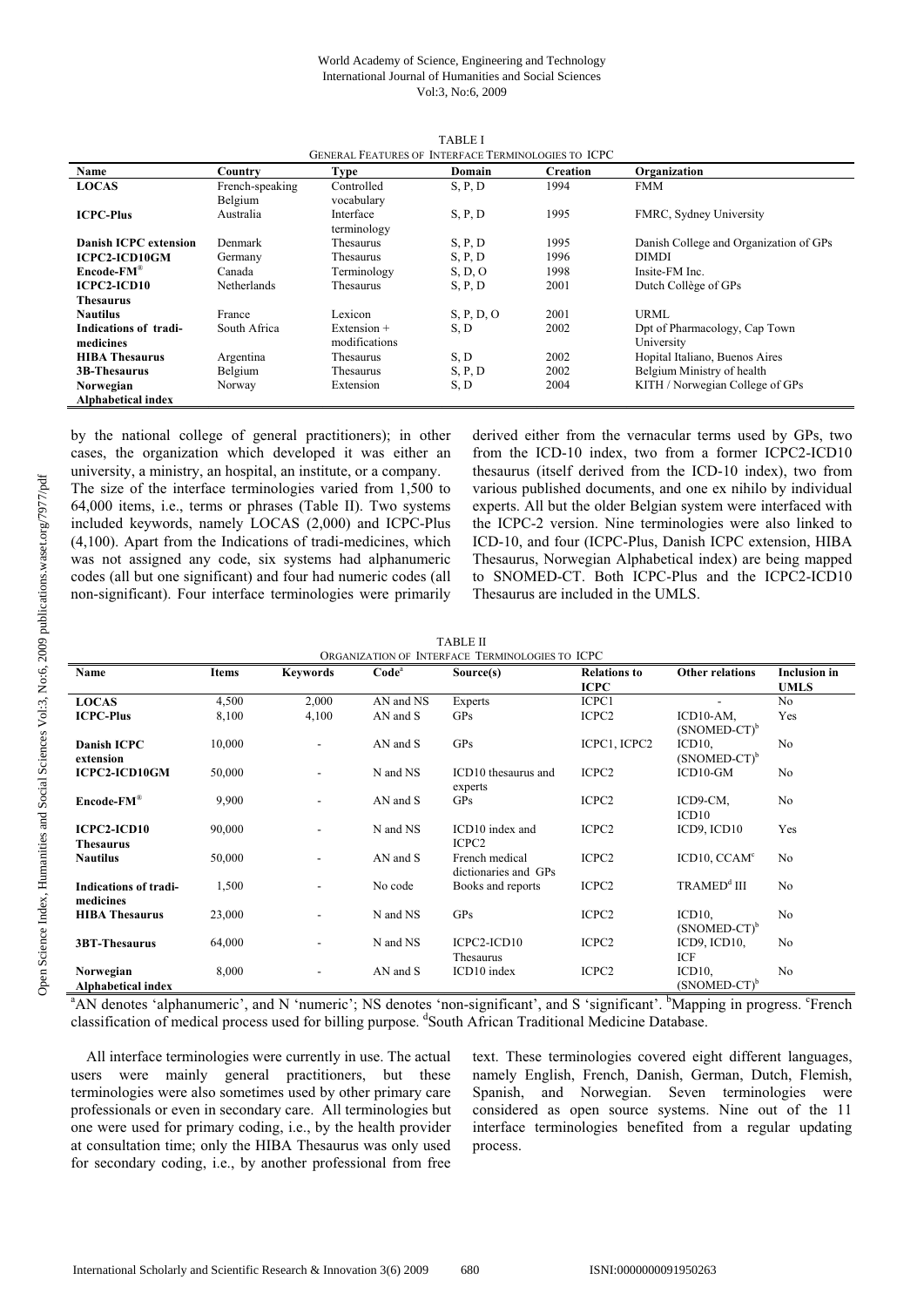TABLE I
GENERAL FEATURES OF INTERFACE TERMINOLOGIES TO ICPC

| Name | Country | Type | Domain | Creation | Organization |
|---|---|---|---|---|---|
| **LOCAS** | French-speaking Belgium | Controlled vocabulary | S, P, D | 1994 | FMM |
| **ICPC-Plus** | Australia | Interface terminology | S, P, D | 1995 | FMRC, Sydney University |
| **Danish ICPC extension** | Denmark | Thesaurus | S, P, D | 1995 | Danish College and Organization of GPs |
| **ICPC2-ICD10GM** | Germany | Thesaurus | S, P, D | 1996 | DIMDI |
| **Encode-FM®** | Canada | Terminology | S, D, O | 1998 | Insite-FM Inc. |
| **ICPC2-ICD10 Thesaurus** | Netherlands | Thesaurus | S, P, D | 2001 | Dutch Collège of GPs |
| **Nautilus** | France | Lexicon | S, P, D, O | 2001 | URML |
| **Indications of tradi-medicines** | South Africa | Extension + modifications | S, D | 2002 | Dpt of Pharmacology, Cap Town University |
| **HIBA Thesaurus** | Argentina | Thesaurus | S, D | 2002 | Hopital Italiano, Buenos Aires |
| **3B-Thesaurus** | Belgium | Thesaurus | S, P, D | 2002 | Belgium Ministry of health |
| **Norwegian Alphabetical index** | Norway | Extension | S, D | 2004 | KITH / Norwegian College of GPs |

by the national college of general practitioners); in other cases, the organization which developed it was either an university, a ministry, an hospital, an institute, or a company.

The size of the interface terminologies varied from 1,500 to 64,000 items, i.e., terms or phrases (Table II). Two systems included keywords, namely LOCAS (2,000) and ICPC-Plus (4,100). Apart from the Indications of tradi-medicines, which was not assigned any code, six systems had alphanumeric codes (all but one significant) and four had numeric codes (all non-significant). Four interface terminologies were primarily derived either from the vernacular terms used by GPs, two from the ICD-10 index, two from a former ICPC2-ICD10 thesaurus (itself derived from the ICD-10 index), two from various published documents, and one ex nihilo by individual experts. All but the older Belgian system were interfaced with the ICPC-2 version. Nine terminologies were also linked to ICD-10, and four (ICPC-Plus, Danish ICPC extension, HIBA Thesaurus, Norwegian Alphabetical index) are being mapped to SNOMED-CT. Both ICPC-Plus and the ICPC2-ICD10 Thesaurus are included in the UMLS.

TABLE II
ORGANIZATION OF INTERFACE TERMINOLOGIES TO ICPC

| Name | Items | Keywords | Code[a] | Source(s) | Relations to ICPC | Other relations | Inclusion in UMLS |
|---|---|---|---|---|---|---|---|
| **LOCAS** | 4,500 | 2,000 | AN and NS | Experts | ICPC1 | - | No |
| **ICPC-Plus** | 8,100 | 4,100 | AN and S | GPs | ICPC2 | ICD10-AM, (SNOMED-CT)[b] | Yes |
| **Danish ICPC extension** | 10,000 | - | AN and S | GPs | ICPC1, ICPC2 | ICD10, (SNOMED-CT)[b] | No |
| **ICPC2-ICD10GM** | 50,000 | - | N and NS | ICD10 thesaurus and experts | ICPC2 | ICD10-GM | No |
| **Encode-FM®** | 9,900 | - | AN and S | GPs | ICPC2 | ICD9-CM, ICD10 | No |
| **ICPC2-ICD10 Thesaurus** | 90,000 | - | N and NS | ICD10 index and ICPC2 | ICPC2 | ICD9, ICD10 | Yes |
| **Nautilus** | 50,000 | - | AN and S | French medical dictionaries and GPs | ICPC2 | ICD10, CCAM[c] | No |
| **Indications of tradi-medicines** | 1,500 | - | No code | Books and reports | ICPC2 | TRAMED[d] III | No |
| **HIBA Thesaurus** | 23,000 | - | N and NS | GPs | ICPC2 | ICD10, (SNOMED-CT)[b] | No |
| **3BT-Thesaurus** | 64,000 | - | N and NS | ICPC2-ICD10 Thesaurus | ICPC2 | ICD9, ICD10, ICF | No |
| **Norwegian Alphabetical index** | 8,000 | - | AN and S | ICD10 index | ICPC2 | ICD10, (SNOMED-CT)[b] | No |

[a]AN denotes 'alphanumeric', and N 'numeric'; NS denotes 'non-significant', and S 'significant'. [b]Mapping in progress. [c]French classification of medical process used for billing purpose. [d]South African Traditional Medicine Database.

All interface terminologies were currently in use. The actual users were mainly general practitioners, but these terminologies were also sometimes used by other primary care professionals or even in secondary care. All terminologies but one were used for primary coding, i.e., by the health provider at consultation time; only the HIBA Thesaurus was only used for secondary coding, i.e., by another professional from free text. These terminologies covered eight different languages, namely English, French, Danish, German, Dutch, Flemish, Spanish, and Norwegian. Seven terminologies were considered as open source systems. Nine out of the 11 interface terminologies benefited from a regular updating process.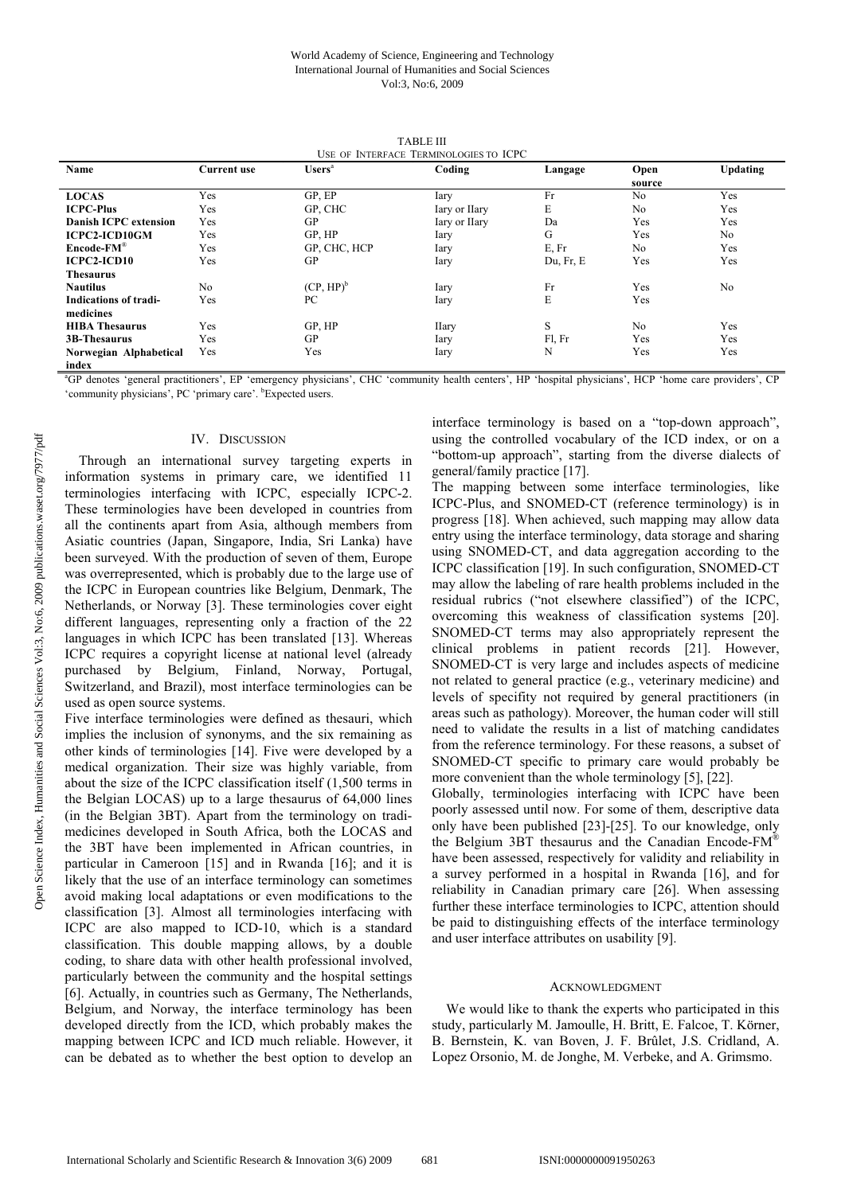TABLE III

USE OF INTERFACE TERMINOLOGIES TO ICPC

| Name | Current use | Users[a] | Coding | Langage | Open source | Updating |
|---|---|---|---|---|---|---|
| **LOCAS** | Yes | GP, EP | Iary | Fr | No | Yes |
| **ICPC-Plus** | Yes | GP, CHC | Iary or IIary | E | No | Yes |
| **Danish ICPC extension** | Yes | GP | Iary or IIary | Da | Yes | Yes |
| **ICPC2-ICD10GM** | Yes | GP, HP | Iary | G | Yes | No |
| **Encode-FM®** | Yes | GP, CHC, HCP | Iary | E, Fr | No | Yes |
| **ICPC2-ICD10 Thesaurus** | Yes | GP | Iary | Du, Fr, E | Yes | Yes |
| **Nautilus** | No | (CP, HP)[b] | Iary | Fr | Yes | No |
| **Indications of tradi-medicines** | Yes | PC | Iary | E | Yes | |
| **HIBA Thesaurus** | Yes | GP, HP | IIary | S | No | Yes |
| **3B-Thesaurus** | Yes | GP | Iary | Fl, Fr | Yes | Yes |
| **Norwegian Alphabetical index** | Yes | Yes | Iary | N | Yes | Yes |

[a]GP denotes 'general practitioners', EP 'emergency physicians', CHC 'community health centers', HP 'hospital physicians', HCP 'home care providers', CP 'community physicians', PC 'primary care'. [b]Expected users.

## IV. DISCUSSION

Through an international survey targeting experts in information systems in primary care, we identified 11 terminologies interfacing with ICPC, especially ICPC-2. These terminologies have been developed in countries from all the continents apart from Asia, although members from Asiatic countries (Japan, Singapore, India, Sri Lanka) have been surveyed. With the production of seven of them, Europe was overrepresented, which is probably due to the large use of the ICPC in European countries like Belgium, Denmark, The Netherlands, or Norway [3]. These terminologies cover eight different languages, representing only a fraction of the 22 languages in which ICPC has been translated [13]. Whereas ICPC requires a copyright license at national level (already purchased by Belgium, Finland, Norway, Portugal, Switzerland, and Brazil), most interface terminologies can be used as open source systems.

Five interface terminologies were defined as thesauri, which implies the inclusion of synonyms, and the six remaining as other kinds of terminologies [14]. Five were developed by a medical organization. Their size was highly variable, from about the size of the ICPC classification itself (1,500 terms in the Belgian LOCAS) up to a large thesaurus of 64,000 lines (in the Belgian 3BT). Apart from the terminology on tradi-medicines developed in South Africa, both the LOCAS and the 3BT have been implemented in African countries, in particular in Cameroon [15] and in Rwanda [16]; and it is likely that the use of an interface terminology can sometimes avoid making local adaptations or even modifications to the classification [3]. Almost all terminologies interfacing with ICPC are also mapped to ICD-10, which is a standard classification. This double mapping allows, by a double coding, to share data with other health professional involved, particularly between the community and the hospital settings [6]. Actually, in countries such as Germany, The Netherlands, Belgium, and Norway, the interface terminology has been developed directly from the ICD, which probably makes the mapping between ICPC and ICD much reliable. However, it can be debated as to whether the best option to develop an interface terminology is based on a "top-down approach", using the controlled vocabulary of the ICD index, or on a "bottom-up approach", starting from the diverse dialects of general/family practice [17].

The mapping between some interface terminologies, like ICPC-Plus, and SNOMED-CT (reference terminology) is in progress [18]. When achieved, such mapping may allow data entry using the interface terminology, data storage and sharing using SNOMED-CT, and data aggregation according to the ICPC classification [19]. In such configuration, SNOMED-CT may allow the labeling of rare health problems included in the residual rubrics ("not elsewhere classified") of the ICPC, overcoming this weakness of classification systems [20]. SNOMED-CT terms may also appropriately represent the clinical problems in patient records [21]. However, SNOMED-CT is very large and includes aspects of medicine not related to general practice (e.g., veterinary medicine) and levels of specifity not required by general practitioners (in areas such as pathology). Moreover, the human coder will still need to validate the results in a list of matching candidates from the reference terminology. For these reasons, a subset of SNOMED-CT specific to primary care would probably be more convenient than the whole terminology [5], [22].

Globally, terminologies interfacing with ICPC have been poorly assessed until now. For some of them, descriptive data only have been published [23]-[25]. To our knowledge, only the Belgium 3BT thesaurus and the Canadian Encode-FM® have been assessed, respectively for validity and reliability in a survey performed in a hospital in Rwanda [16], and for reliability in Canadian primary care [26]. When assessing further these interface terminologies to ICPC, attention should be paid to distinguishing effects of the interface terminology and user interface attributes on usability [9].

## ACKNOWLEDGMENT

We would like to thank the experts who participated in this study, particularly M. Jamoulle, H. Britt, E. Falcoe, T. Körner, B. Bernstein, K. van Boven, J. F. Brûlet, J.S. Cridland, A. Lopez Orsonio, M. de Jonghe, M. Verbeke, and A. Grimsmo.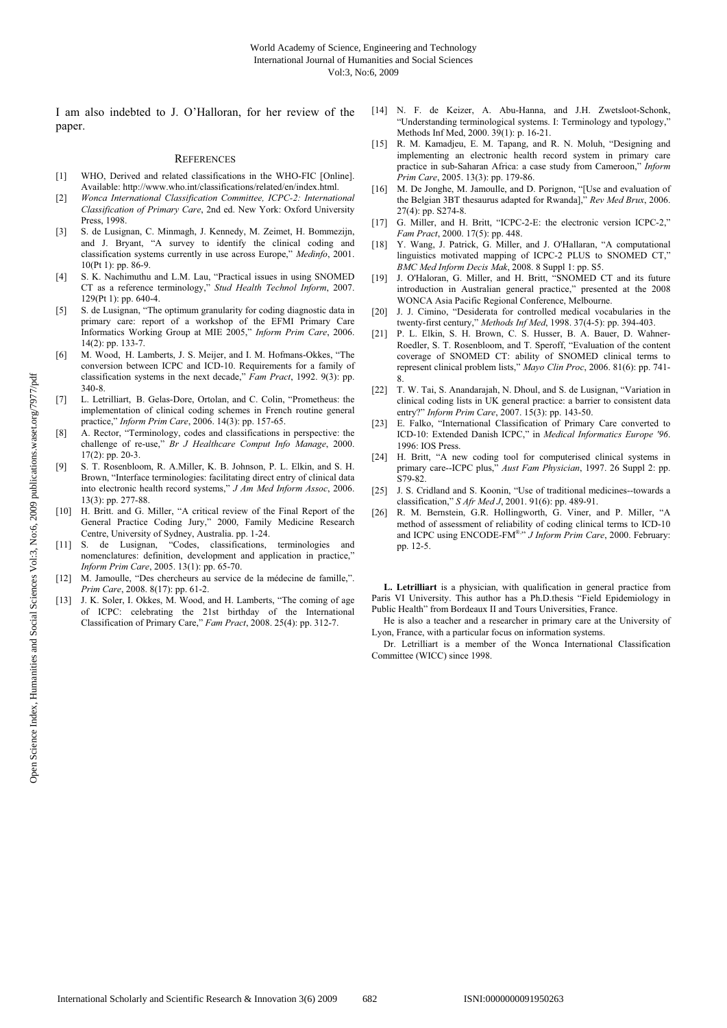I am also indebted to J. O'Halloran, for her review of the paper.

## REFERENCES

[1] WHO, Derived and related classifications in the WHO-FIC [Online]. Available: http://www.who.int/classifications/related/en/index.html.

[2] *Wonca International Classification Committee, ICPC-2: International Classification of Primary Care*, 2nd ed. New York: Oxford University Press, 1998.

[3] S. de Lusignan, C. Minmagh, J. Kennedy, M. Zeimet, H. Bommezijn, and J. Bryant, "A survey to identify the clinical coding and classification systems currently in use across Europe," *Medinfo*, 2001. 10(Pt 1): pp. 86-9.

[4] S. K. Nachimuthu and L.M. Lau, "Practical issues in using SNOMED CT as a reference terminology," *Stud Health Technol Inform*, 2007. 129(Pt 1): pp. 640-4.

[5] S. de Lusignan, "The optimum granularity for coding diagnostic data in primary care: report of a workshop of the EFMI Primary Care Informatics Working Group at MIE 2005," *Inform Prim Care*, 2006. 14(2): pp. 133-7.

[6] M. Wood, H. Lamberts, J. S. Meijer, and I. M. Hofmans-Okkes, "The conversion between ICPC and ICD-10. Requirements for a family of classification systems in the next decade," *Fam Pract*, 1992. 9(3): pp. 340-8.

[7] L. Letrilliart, B. Gelas-Dore, Ortolan, and C. Colin, "Prometheus: the implementation of clinical coding schemes in French routine general practice," *Inform Prim Care*, 2006. 14(3): pp. 157-65.

[8] A. Rector, "Terminology, codes and classifications in perspective: the challenge of re-use," *Br J Healthcare Comput Info Manage*, 2000. 17(2): pp. 20-3.

[9] S. T. Rosenbloom, R. A.Miller, K. B. Johnson, P. L. Elkin, and S. H. Brown, "Interface terminologies: facilitating direct entry of clinical data into electronic health record systems," *J Am Med Inform Assoc*, 2006. 13(3): pp. 277-88.

[10] H. Britt. and G. Miller, "A critical review of the Final Report of the General Practice Coding Jury," 2000, Family Medicine Research Centre, University of Sydney, Australia. pp. 1-24.

[11] S. de Lusignan, "Codes, classifications, terminologies and nomenclatures: definition, development and application in practice," *Inform Prim Care*, 2005. 13(1): pp. 65-70.

[12] M. Jamoulle, "Des chercheurs au service de la médecine de famille,". *Prim Care*, 2008. 8(17): pp. 61-2.

[13] J. K. Soler, I. Okkes, M. Wood, and H. Lamberts, "The coming of age of ICPC: celebrating the 21st birthday of the International Classification of Primary Care," *Fam Pract*, 2008. 25(4): pp. 312-7.

[14] N. F. de Keizer, A. Abu-Hanna, and J.H. Zwetsloot-Schonk, "Understanding terminological systems. I: Terminology and typology," Methods Inf Med, 2000. 39(1): p. 16-21.

[15] R. M. Kamadjeu, E. M. Tapang, and R. N. Moluh, "Designing and implementing an electronic health record system in primary care practice in sub-Saharan Africa: a case study from Cameroon," *Inform Prim Care*, 2005. 13(3): pp. 179-86.

[16] M. De Jonghe, M. Jamoulle, and D. Porignon, "[Use and evaluation of the Belgian 3BT thesaurus adapted for Rwanda]," *Rev Med Brux*, 2006. 27(4): pp. S274-8.

[17] G. Miller, and H. Britt, "ICPC-2-E: the electronic version ICPC-2," *Fam Pract*, 2000. 17(5): pp. 448.

[18] Y. Wang, J. Patrick, G. Miller, and J. O'Hallaran, "A computational linguistics motivated mapping of ICPC-2 PLUS to SNOMED CT," *BMC Med Inform Decis Mak*, 2008. 8 Suppl 1: pp. S5.

[19] J. O'Haloran, G. Miller, and H. Britt, "SNOMED CT and its future introduction in Australian general practice," presented at the 2008 WONCA Asia Pacific Regional Conference, Melbourne.

[20] J. J. Cimino, "Desiderata for controlled medical vocabularies in the twenty-first century," *Methods Inf Med*, 1998. 37(4-5): pp. 394-403.

[21] P. L. Elkin, S. H. Brown, C. S. Husser, B. A. Bauer, D. Wahner-Roedler, S. T. Rosenbloom, and T. Speroff, "Evaluation of the content coverage of SNOMED CT: ability of SNOMED clinical terms to represent clinical problem lists," *Mayo Clin Proc*, 2006. 81(6): pp. 741-8.

[22] T. W. Tai, S. Anandarajah, N. Dhoul, and S. de Lusignan, "Variation in clinical coding lists in UK general practice: a barrier to consistent data entry?" *Inform Prim Care*, 2007. 15(3): pp. 143-50.

[23] E. Falko, "International Classification of Primary Care converted to ICD-10: Extended Danish ICPC," in *Medical Informatics Europe '96*. 1996: IOS Press.

[24] H. Britt, "A new coding tool for computerised clinical systems in primary care--ICPC plus," *Aust Fam Physician*, 1997. 26 Suppl 2: pp. S79-82.

[25] J. S. Cridland and S. Koonin, "Use of traditional medicines--towards a classification," *S Afr Med J*, 2001. 91(6): pp. 489-91.

[26] R. M. Bernstein, G.R. Hollingworth, G. Viner, and P. Miller, "A method of assessment of reliability of coding clinical terms to ICD-10 and ICPC using ENCODE-FM®," *J Inform Prim Care*, 2000. February: pp. 12-5.

**L. Letrilliart** is a physician, with qualification in general practice from Paris VI University. This author has a Ph.D.thesis "Field Epidemiology in Public Health" from Bordeaux II and Tours Universities, France.

He is also a teacher and a researcher in primary care at the University of Lyon, France, with a particular focus on information systems.

Dr. Letrilliart is a member of the Wonca International Classification Committee (WICC) since 1998.